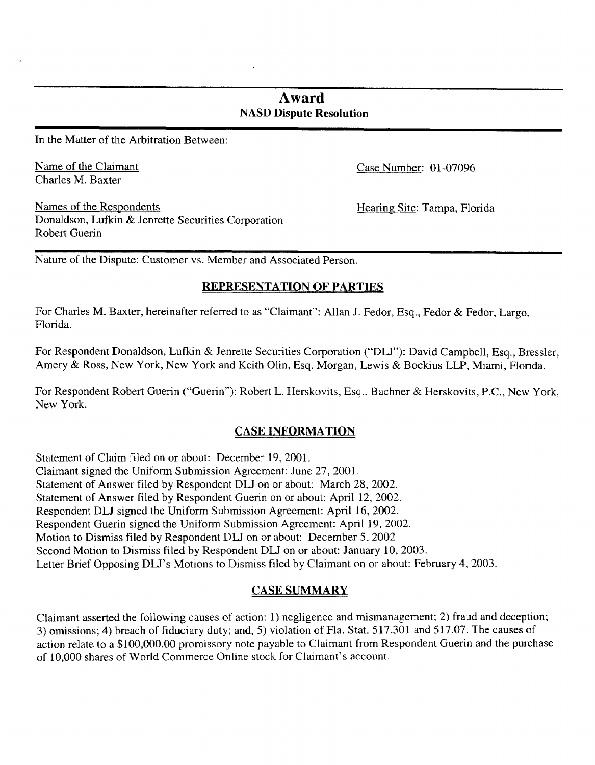# Award

## NASD Dispute Resolution

In the Matter of the Arbitration Between:

Name of the Claimant
Charles M. Baxter

Case Number: 01-07096

Names of the Respondents
Donaldson, Lufkin & Jenrette Securities Corporation
Robert Guerin

Hearing Site: Tampa, Florida

Nature of the Dispute: Customer vs. Member and Associated Person.

### REPRESENTATION OF PARTIES

For Charles M. Baxter, hereinafter referred to as "Claimant": Allan J. Fedor, Esq., Fedor & Fedor, Largo, Florida.

For Respondent Donaldson, Lufkin & Jenrette Securities Corporation ("DLJ"): David Campbell, Esq., Bressler, Amery & Ross, New York, New York and Keith Olin, Esq. Morgan, Lewis & Bockius LLP, Miami, Florida.

For Respondent Robert Guerin ("Guerin"): Robert L. Herskovits, Esq., Bachner & Herskovits, P.C., New York, New York.

### CASE INFORMATION

Statement of Claim filed on or about: December 19, 2001.
Claimant signed the Uniform Submission Agreement: June 27, 2001.
Statement of Answer filed by Respondent DLJ on or about: March 28, 2002.
Statement of Answer filed by Respondent Guerin on or about: April 12, 2002.
Respondent DLJ signed the Uniform Submission Agreement: April 16, 2002.
Respondent Guerin signed the Uniform Submission Agreement: April 19, 2002.
Motion to Dismiss filed by Respondent DLJ on or about: December 5, 2002.
Second Motion to Dismiss filed by Respondent DLJ on or about: January 10, 2003.
Letter Brief Opposing DLJ's Motions to Dismiss filed by Claimant on or about: February 4, 2003.

### CASE SUMMARY

Claimant asserted the following causes of action: 1) negligence and mismanagement; 2) fraud and deception; 3) omissions; 4) breach of fiduciary duty; and, 5) violation of Fla. Stat. 517.301 and 517.07. The causes of action relate to a $100,000.00 promissory note payable to Claimant from Respondent Guerin and the purchase of 10,000 shares of World Commerce Online stock for Claimant's account.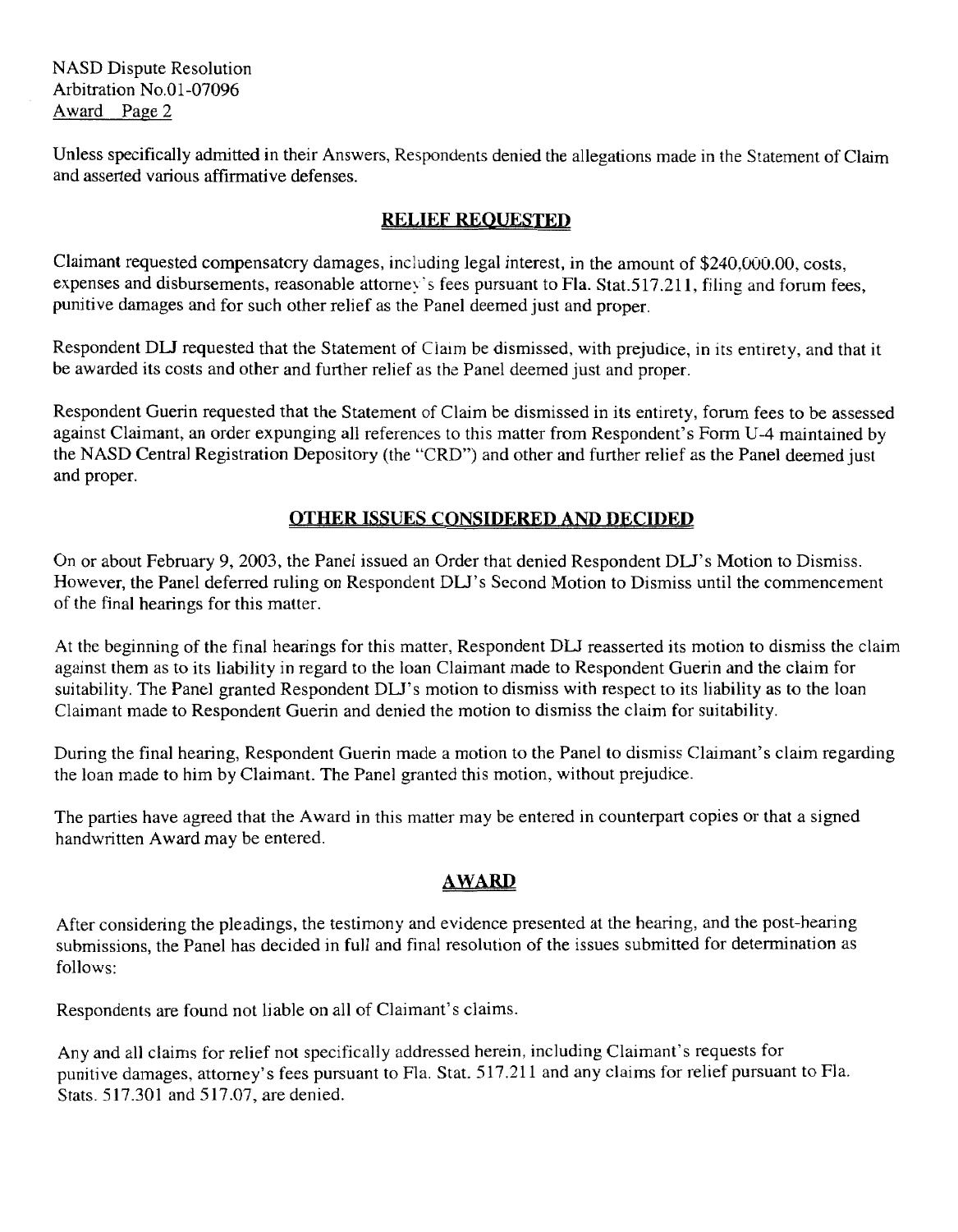Unless specifically admitted in their Answers, Respondents denied the allegations made in the Statement of Claim and asserted various affirmative defenses.

## RELIEF REQUESTED

Claimant requested compensatory damages, including legal interest, in the amount of $240,000.00, costs, expenses and disbursements, reasonable attorney's fees pursuant to Fla. Stat.517.211, filing and forum fees, punitive damages and for such other relief as the Panel deemed just and proper.

Respondent DLJ requested that the Statement of Claim be dismissed, with prejudice, in its entirety, and that it be awarded its costs and other and further relief as the Panel deemed just and proper.

Respondent Guerin requested that the Statement of Claim be dismissed in its entirety, forum fees to be assessed against Claimant, an order expunging all references to this matter from Respondent's Form U-4 maintained by the NASD Central Registration Depository (the "CRD") and other and further relief as the Panel deemed just and proper.

## OTHER ISSUES CONSIDERED AND DECIDED

On or about February 9, 2003, the Panel issued an Order that denied Respondent DLJ's Motion to Dismiss. However, the Panel deferred ruling on Respondent DLJ's Second Motion to Dismiss until the commencement of the final hearings for this matter.

At the beginning of the final hearings for this matter, Respondent DLJ reasserted its motion to dismiss the claim against them as to its liability in regard to the loan Claimant made to Respondent Guerin and the claim for suitability. The Panel granted Respondent DLJ's motion to dismiss with respect to its liability as to the loan Claimant made to Respondent Guerin and denied the motion to dismiss the claim for suitability.

During the final hearing, Respondent Guerin made a motion to the Panel to dismiss Claimant's claim regarding the loan made to him by Claimant. The Panel granted this motion, without prejudice.

The parties have agreed that the Award in this matter may be entered in counterpart copies or that a signed handwritten Award may be entered.

## AWARD

After considering the pleadings, the testimony and evidence presented at the hearing, and the post-hearing submissions, the Panel has decided in full and final resolution of the issues submitted for determination as follows:

Respondents are found not liable on all of Claimant's claims.

Any and all claims for relief not specifically addressed herein, including Claimant's requests for punitive damages, attorney's fees pursuant to Fla. Stat. 517.211 and any claims for relief pursuant to Fla. Stats. 517.301 and 517.07, are denied.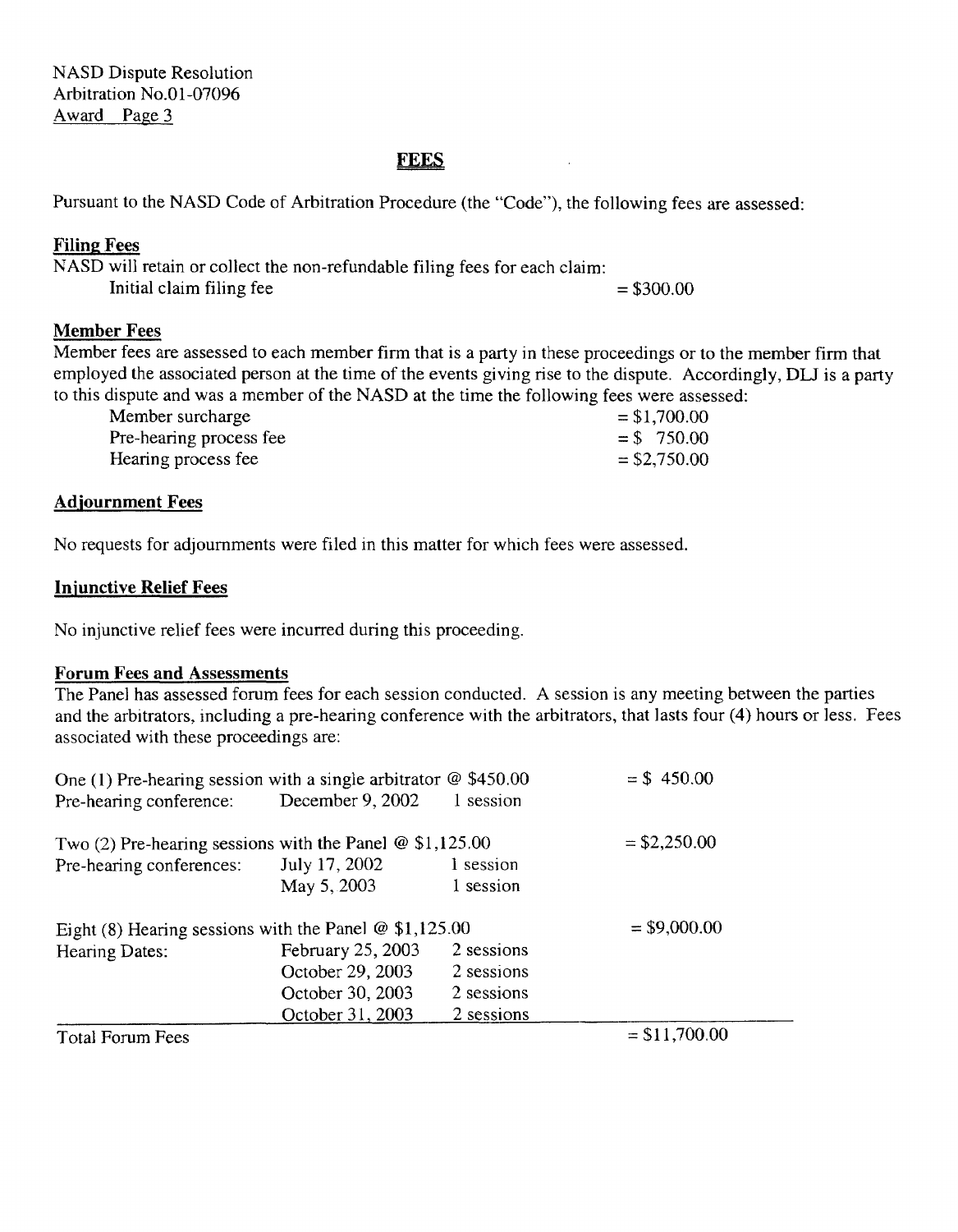NASD Dispute Resolution
Arbitration No.01-07096
Award Page 3

## FEES

Pursuant to the NASD Code of Arbitration Procedure (the "Code"), the following fees are assessed:

### Filing Fees

NASD will retain or collect the non-refundable filing fees for each claim:

| | |
|---|---|
| Initial claim filing fee | = $300.00 |

### Member Fees

Member fees are assessed to each member firm that is a party in these proceedings or to the member firm that employed the associated person at the time of the events giving rise to the dispute. Accordingly, DLJ is a party to this dispute and was a member of the NASD at the time the following fees were assessed:

| | |
|---|---|
| Member surcharge | = $1,700.00 |
| Pre-hearing process fee | = $ 750.00 |
| Hearing process fee | = $2,750.00 |

### Adjournment Fees

No requests for adjournments were filed in this matter for which fees were assessed.

### Injunctive Relief Fees

No injunctive relief fees were incurred during this proceeding.

### Forum Fees and Assessments

The Panel has assessed forum fees for each session conducted. A session is any meeting between the parties and the arbitrators, including a pre-hearing conference with the arbitrators, that lasts four (4) hours or less. Fees associated with these proceedings are:

| | | | |
|---|---|---|---|
| One (1) Pre-hearing session with a single arbitrator @ $450.00 | | | = $ 450.00 |
| Pre-hearing conference: | December 9, 2002 | 1 session | |
| Two (2) Pre-hearing sessions with the Panel @ $1,125.00 | | | = $2,250.00 |
| Pre-hearing conferences: | July 17, 2002 | 1 session | |
| | May 5, 2003 | 1 session | |
| Eight (8) Hearing sessions with the Panel @ $1,125.00 | | | = $9,000.00 |
| Hearing Dates: | February 25, 2003 | 2 sessions | |
| | October 29, 2003 | 2 sessions | |
| | October 30, 2003 | 2 sessions | |
| | October 31, 2003 | 2 sessions | |
| Total Forum Fees | | | = $11,700.00 |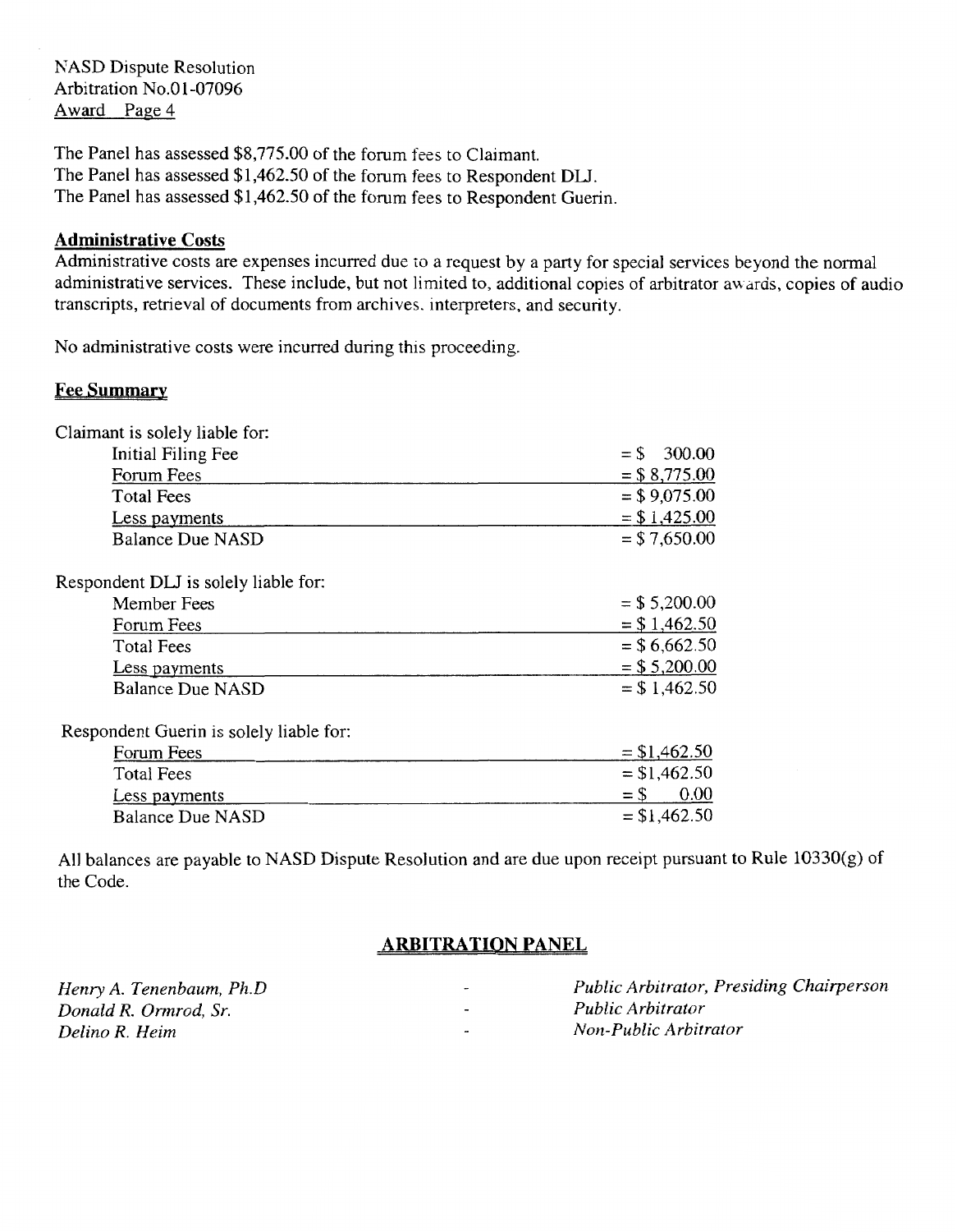The Panel has assessed $8,775.00 of the forum fees to Claimant.
The Panel has assessed $1,462.50 of the forum fees to Respondent DLJ.
The Panel has assessed $1,462.50 of the forum fees to Respondent Guerin.

**Administrative Costs**

Administrative costs are expenses incurred due to a request by a party for special services beyond the normal administrative services. These include, but not limited to, additional copies of arbitrator awards, copies of audio transcripts, retrieval of documents from archives, interpreters, and security.

No administrative costs were incurred during this proceeding.

**Fee Summary**

Claimant is solely liable for:

| | |
|---|---|
| Initial Filing Fee | = $ 300.00 |
| Forum Fees | = $ 8,775.00 |
| Total Fees | = $ 9,075.00 |
| Less payments | = $ 1,425.00 |
| Balance Due NASD | = $ 7,650.00 |

Respondent DLJ is solely liable for:

| | |
|---|---|
| Member Fees | = $ 5,200.00 |
| Forum Fees | = $ 1,462.50 |
| Total Fees | = $ 6,662.50 |
| Less payments | = $ 5,200.00 |
| Balance Due NASD | = $ 1,462.50 |

Respondent Guerin is solely liable for:

| | |
|---|---|
| Forum Fees | = $1,462.50 |
| Total Fees | = $1,462.50 |
| Less payments | = $ 0.00 |
| Balance Due NASD | = $1,462.50 |

All balances are payable to NASD Dispute Resolution and are due upon receipt pursuant to Rule 10330(g) of the Code.

## ARBITRATION PANEL

*Henry A. Tenenbaum, Ph.D* - *Public Arbitrator, Presiding Chairperson*
*Donald R. Ormrod, Sr.* - *Public Arbitrator*
*Delino R. Heim* - *Non-Public Arbitrator*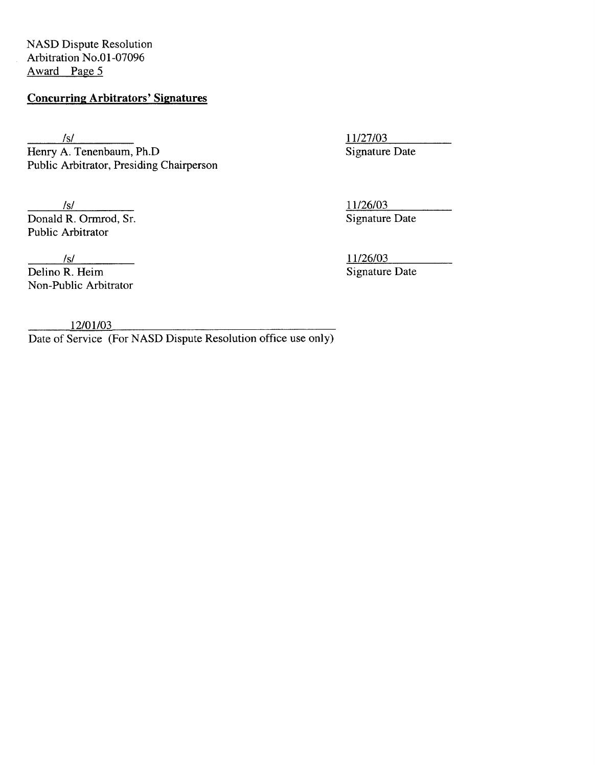NASD Dispute Resolution
Arbitration No.01-07096
Award Page 5

**Concurring Arbitrators' Signatures**

| | |
|---|---|
| /s/<br>Henry A. Tenenbaum, Ph.D<br>Public Arbitrator, Presiding Chairperson | 11/27/03<br>Signature Date |
| /s/<br>Donald R. Ormrod, Sr.<br>Public Arbitrator | 11/26/03<br>Signature Date |
| /s/<br>Delino R. Heim<br>Non-Public Arbitrator | 11/26/03<br>Signature Date |

12/01/03
Date of Service (For NASD Dispute Resolution office use only)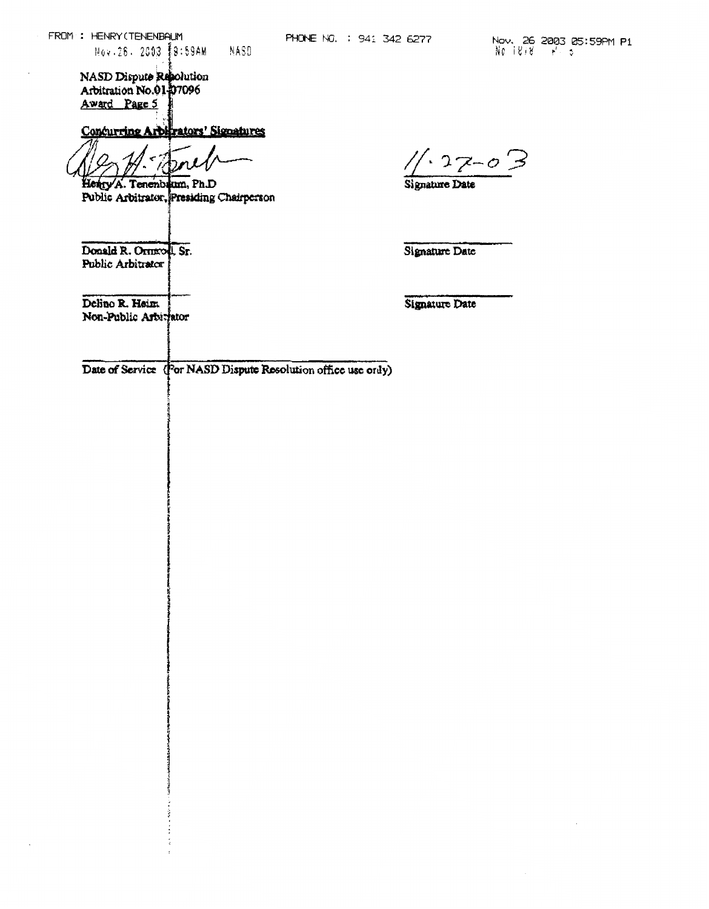NASD Dispute Resolution
Arbitration No.01-07096
Award Page 5

**Concurring Arbitrators' Signatures**

| | |
|---|---|
| Henry A. Tenenbaum, Ph.D<br>Public Arbitrator, Presiding Chairperson | 11-27-03<br>Signature Date |
| Donald R. Ormrod, Sr.<br>Public Arbitrator | Signature Date |
| Delino R. Heim<br>Non-Public Arbitrator | Signature Date |

Date of Service (For NASD Dispute Resolution office use only)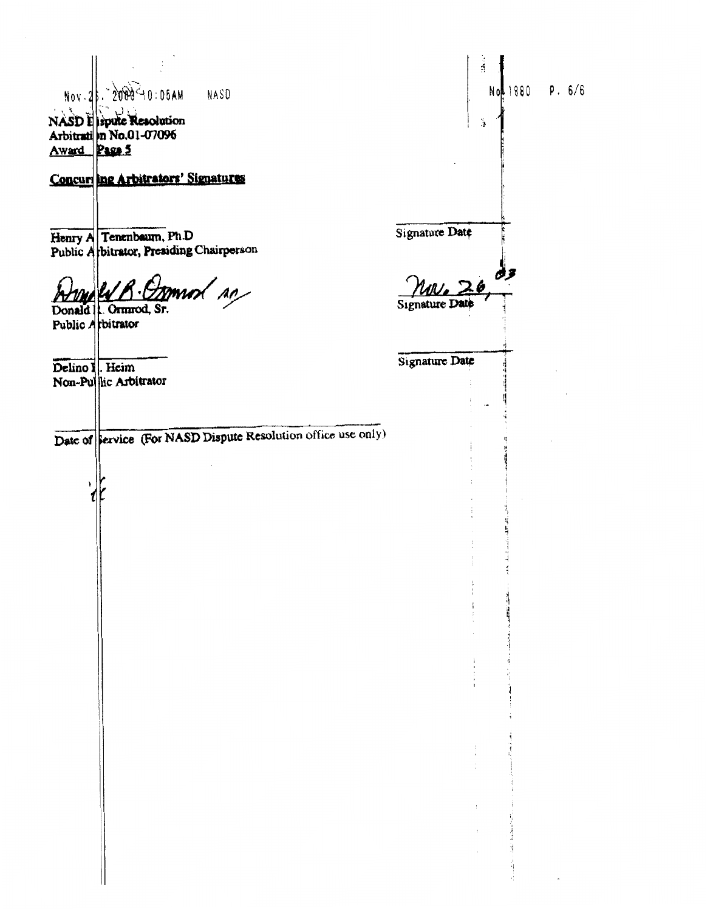NASD Dispute Resolution
Arbitration No.01-07096
Award Page 5

**Concurring Arbitrators' Signatures**

| | |
|---|---|
| Henry A. Tenenbaum, Ph.D<br>Public Arbitrator, Presiding Chairperson | Signature Date |
| Donald R. Ormrod, Sr.<br>Public Arbitrator | Nov. 26, 03<br>Signature Date |
| Delino L. Heim<br>Non-Public Arbitrator | Signature Date |

Date of Service (For NASD Dispute Resolution office use only)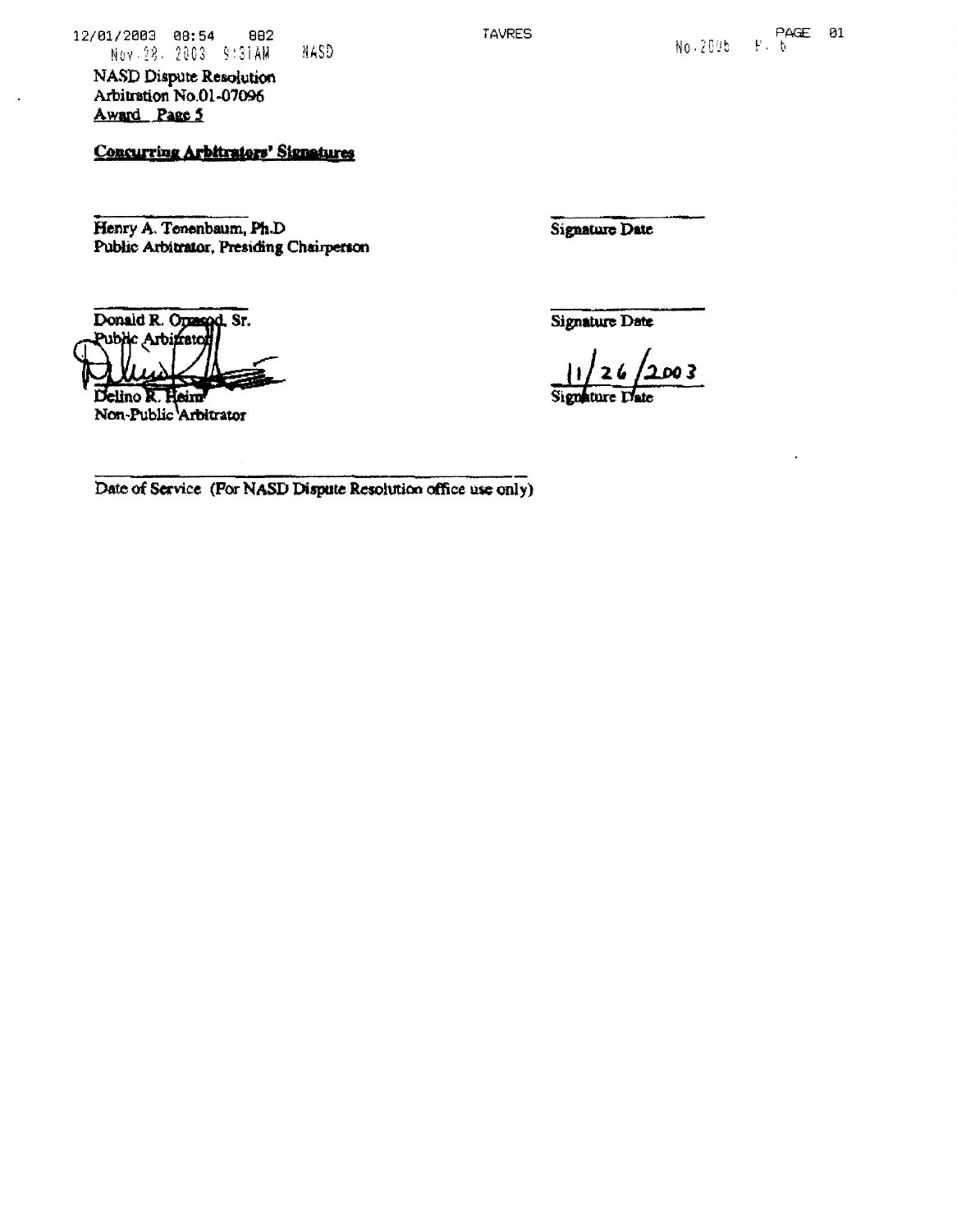NASD Dispute Resolution
Arbitration No.01-07096
Award Page 5

**Concurring Arbitrators' Signatures**

| | |
|---|---|
| Henry A. Tenenbaum, Ph.D<br>Public Arbitrator, Presiding Chairperson | Signature Date |
| Donald R. Ormsod, Sr.<br>Public Arbitrator | Signature Date |
| Delino R. Heim<br>Non-Public Arbitrator | 11/26/2003<br>Signature Date |

Date of Service (For NASD Dispute Resolution office use only)